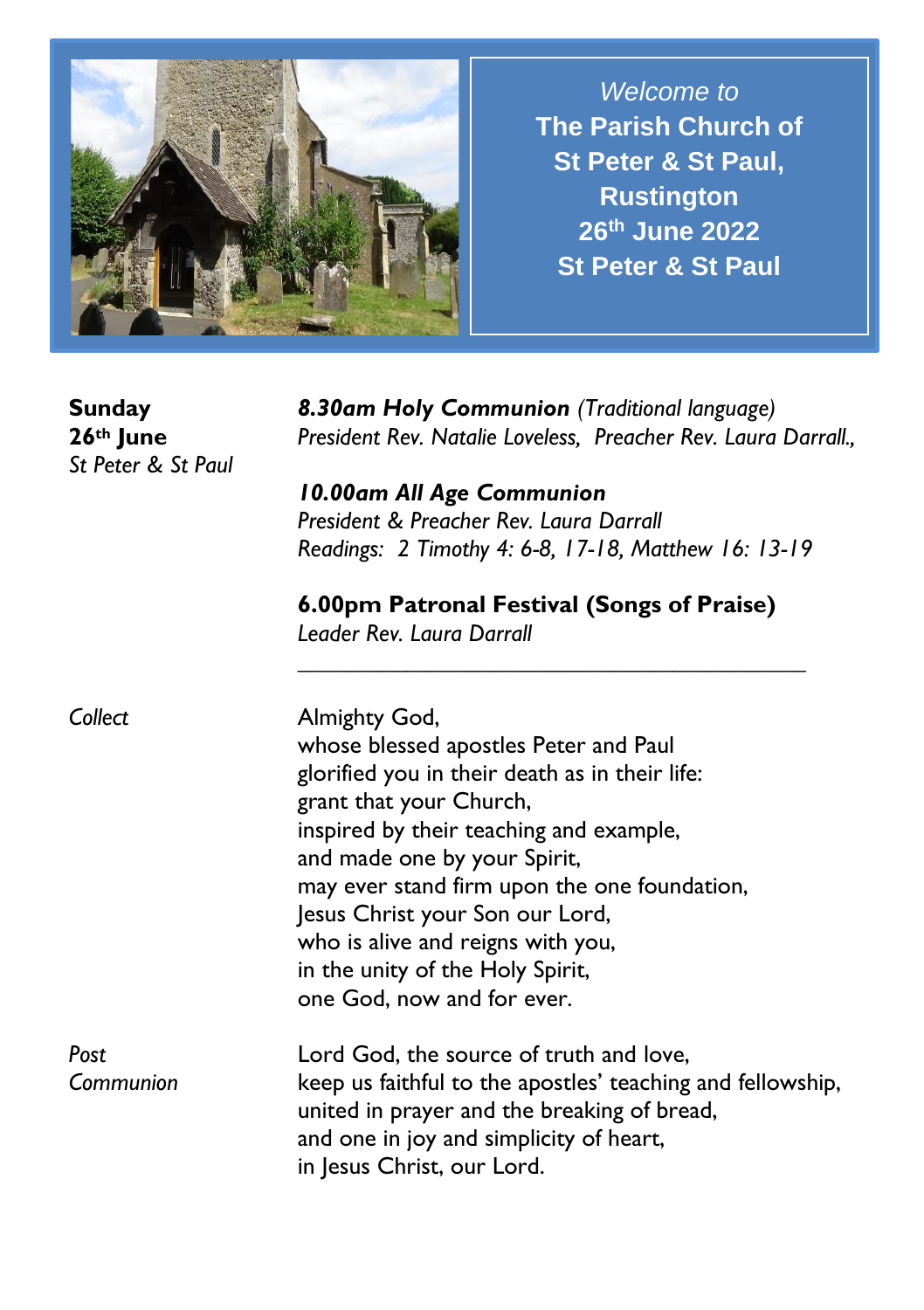*Welcome to*

**The Parish Church of St Peter & St Paul, Rustington**

**26th June 2022**

**St Peter & St Paul**

**Sunday 26th June**
*St Peter & St Paul*

***8.30am Holy Communion*** *(Traditional language)*
*President Rev. Natalie Loveless, Preacher Rev. Laura Darrall.,*

***10.00am All Age Communion***
*President & Preacher Rev. Laura Darrall*
*Readings: 2 Timothy 4: 6-8, 17-18, Matthew 16: 13-19*

**6.00pm Patronal Festival (Songs of Praise)**
*Leader Rev. Laura Darrall*

---

*Collect*

Almighty God,
whose blessed apostles Peter and Paul
glorified you in their death as in their life:
grant that your Church,
inspired by their teaching and example,
and made one by your Spirit,
may ever stand firm upon the one foundation,
Jesus Christ your Son our Lord,
who is alive and reigns with you,
in the unity of the Holy Spirit,
one God, now and for ever.

*Post Communion*

Lord God, the source of truth and love,
keep us faithful to the apostles' teaching and fellowship,
united in prayer and the breaking of bread,
and one in joy and simplicity of heart,
in Jesus Christ, our Lord.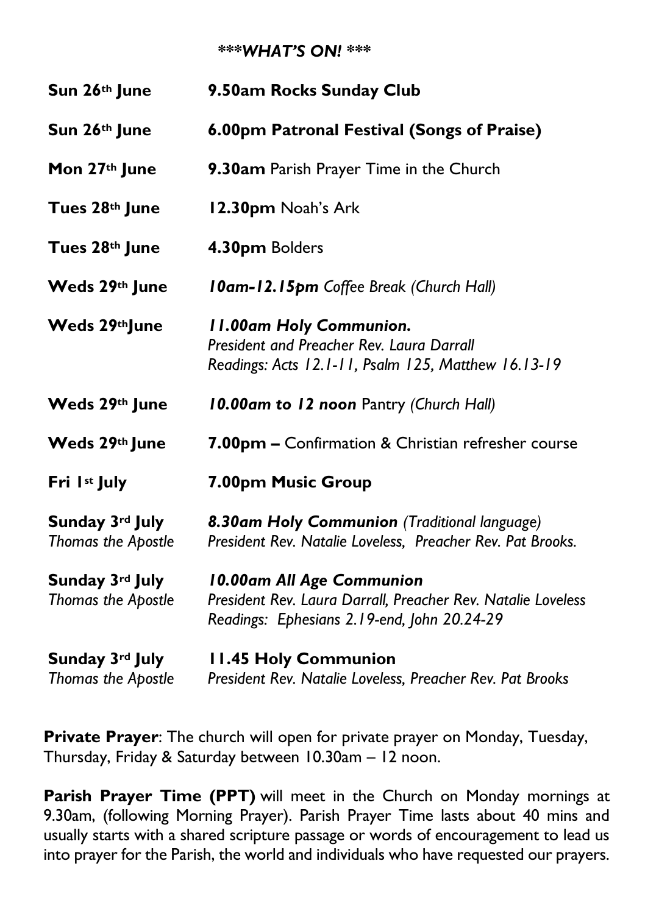***WHAT'S ON! ***

| | |
|---|---|
| **Sun 26th June** | **9.50am Rocks Sunday Club** |
| **Sun 26th June** | **6.00pm Patronal Festival (Songs of Praise)** |
| **Mon 27th June** | **9.30am** Parish Prayer Time in the Church |
| **Tues 28th June** | **12.30pm** Noah's Ark |
| **Tues 28th June** | **4.30pm** Bolders |
| **Weds 29th June** | ***10am-12.15pm*** *Coffee Break (Church Hall)* |
| **Weds 29thJune** | ***11.00am Holy Communion.*** *President and Preacher Rev. Laura Darrall* *Readings: Acts 12.1-11, Psalm 125, Matthew 16.13-19* |
| **Weds 29th June** | ***10.00am to 12 noon*** Pantry *(Church Hall)* |
| **Weds 29th June** | **7.00pm –** Confirmation & Christian refresher course |
| **Fri 1st July** | **7.00pm Music Group** |
| **Sunday 3rd July** *Thomas the Apostle* | ***8.30am Holy Communion*** *(Traditional language)* *President Rev. Natalie Loveless, Preacher Rev. Pat Brooks.* |
| **Sunday 3rd July** *Thomas the Apostle* | ***10.00am All Age Communion*** *President Rev. Laura Darrall, Preacher Rev. Natalie Loveless* *Readings: Ephesians 2.19-end, John 20.24-29* |
| **Sunday 3rd July** *Thomas the Apostle* | **11.45 Holy Communion** *President Rev. Natalie Loveless, Preacher Rev. Pat Brooks* |

**Private Prayer**: The church will open for private prayer on Monday, Tuesday, Thursday, Friday & Saturday between 10.30am – 12 noon.

**Parish Prayer Time (PPT)** will meet in the Church on Monday mornings at 9.30am, (following Morning Prayer). Parish Prayer Time lasts about 40 mins and usually starts with a shared scripture passage or words of encouragement to lead us into prayer for the Parish, the world and individuals who have requested our prayers.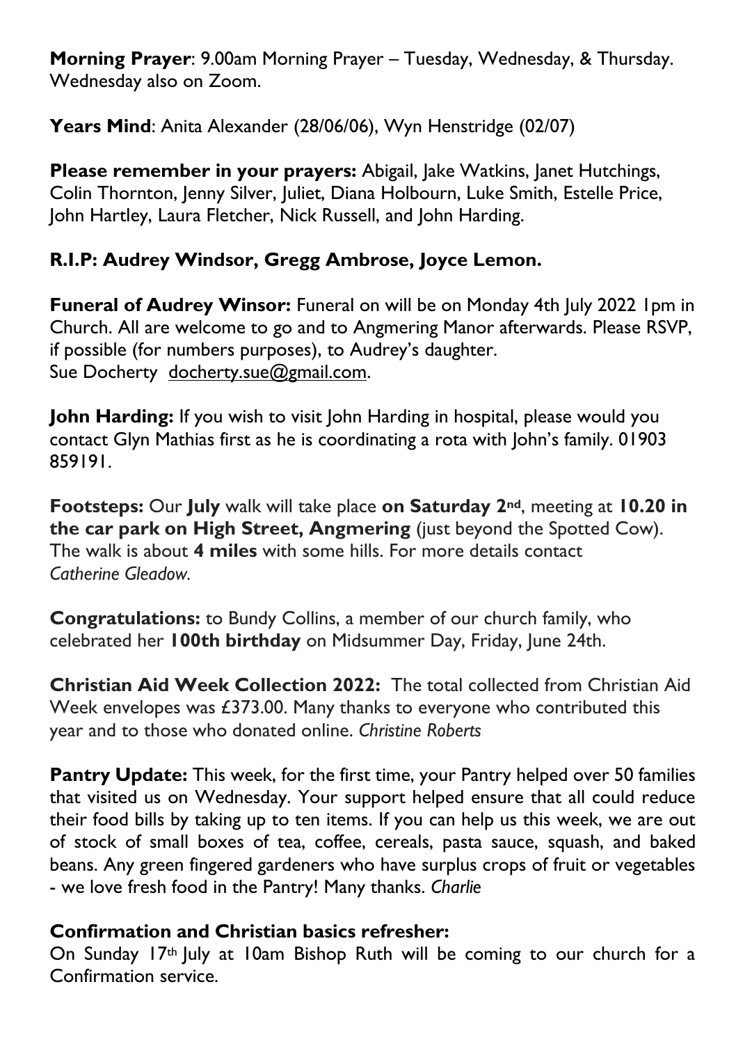**Morning Prayer**: 9.00am Morning Prayer – Tuesday, Wednesday, & Thursday. Wednesday also on Zoom.

**Years Mind**: Anita Alexander (28/06/06), Wyn Henstridge (02/07)

**Please remember in your prayers:** Abigail, Jake Watkins, Janet Hutchings, Colin Thornton, Jenny Silver, Juliet, Diana Holbourn, Luke Smith, Estelle Price, John Hartley, Laura Fletcher, Nick Russell, and John Harding.

**R.I.P: Audrey Windsor, Gregg Ambrose, Joyce Lemon.**

**Funeral of Audrey Winsor:** Funeral on will be on Monday 4th July 2022 1pm in Church. All are welcome to go and to Angmering Manor afterwards. Please RSVP, if possible (for numbers purposes), to Audrey's daughter.
Sue Docherty docherty.sue@gmail.com.

**John Harding:** If you wish to visit John Harding in hospital, please would you contact Glyn Mathias first as he is coordinating a rota with John's family. 01903 859191.

**Footsteps:** Our **July** walk will take place **on Saturday 2nd**, meeting at **10.20 in the car park on High Street, Angmering** (just beyond the Spotted Cow). The walk is about **4 miles** with some hills. For more details contact *Catherine Gleadow.*

**Congratulations:** to Bundy Collins, a member of our church family, who celebrated her **100th birthday** on Midsummer Day, Friday, June 24th.

**Christian Aid Week Collection 2022:** The total collected from Christian Aid Week envelopes was £373.00. Many thanks to everyone who contributed this year and to those who donated online. *Christine Roberts*

**Pantry Update:** This week, for the first time, your Pantry helped over 50 families that visited us on Wednesday. Your support helped ensure that all could reduce their food bills by taking up to ten items. If you can help us this week, we are out of stock of small boxes of tea, coffee, cereals, pasta sauce, squash, and baked beans. Any green fingered gardeners who have surplus crops of fruit or vegetables - we love fresh food in the Pantry! Many thanks. *Charlie*

**Confirmation and Christian basics refresher:**
On Sunday 17th July at 10am Bishop Ruth will be coming to our church for a Confirmation service.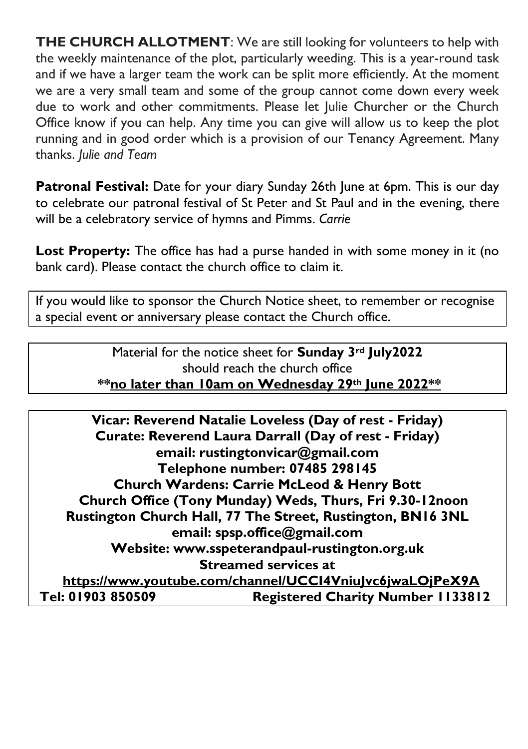**THE CHURCH ALLOTMENT**: We are still looking for volunteers to help with the weekly maintenance of the plot, particularly weeding. This is a year-round task and if we have a larger team the work can be split more efficiently. At the moment we are a very small team and some of the group cannot come down every week due to work and other commitments. Please let Julie Churcher or the Church Office know if you can help. Any time you can give will allow us to keep the plot running and in good order which is a provision of our Tenancy Agreement. Many thanks. *Julie and Team*

**Patronal Festival:** Date for your diary Sunday 26th June at 6pm. This is our day to celebrate our patronal festival of St Peter and St Paul and in the evening, there will be a celebratory service of hymns and Pimms. *Carrie*

**Lost Property:** The office has had a purse handed in with some money in it (no bank card). Please contact the church office to claim it.

If you would like to sponsor the Church Notice sheet, to remember or recognise a special event or anniversary please contact the Church office.

Material for the notice sheet for **Sunday 3rd July2022**
should reach the church office
**\*\*no later than 10am on Wednesday 29th June 2022\*\***

**Vicar: Reverend Natalie Loveless (Day of rest - Friday)**
**Curate: Reverend Laura Darrall (Day of rest - Friday)**
**email: rustingtonvicar@gmail.com**
**Telephone number: 07485 298145**
**Church Wardens: Carrie McLeod & Henry Bott**
**Church Office (Tony Munday) Weds, Thurs, Fri 9.30-12noon**
**Rustington Church Hall, 77 The Street, Rustington, BN16 3NL**
**email: spsp.office@gmail.com**
**Website: www.sspeterandpaul-rustington.org.uk**
**Streamed services at**
**https://www.youtube.com/channel/UCCI4VniuJvc6jwaLOjPeX9A**
**Tel: 01903 850509** **Registered Charity Number 1133812**